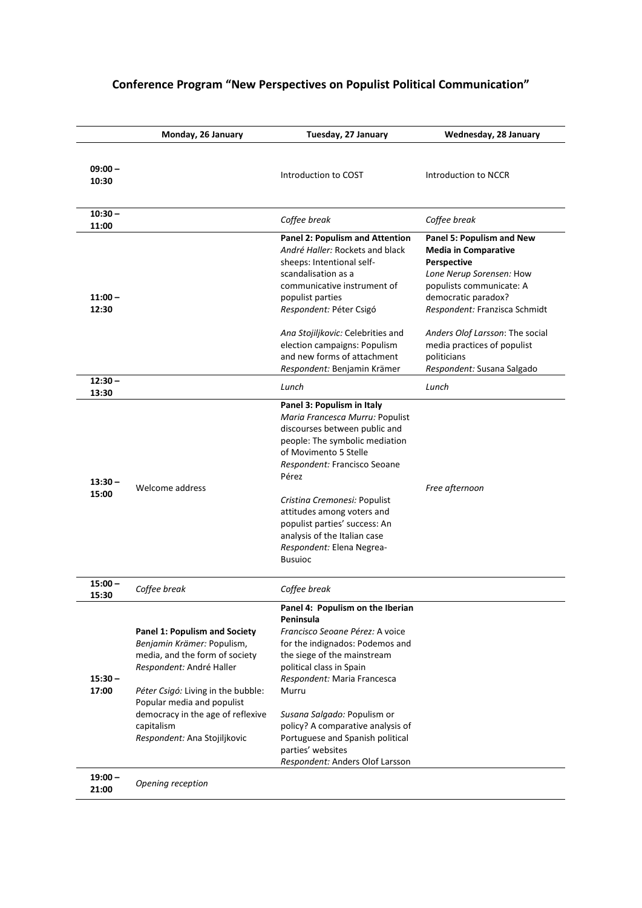# Conference Program "New Perspectives on Populist Political Communication"

| | Monday, 26 January | Tuesday, 27 January | Wednesday, 28 January |
|---|---|---|---|
| **09:00 – 10:30** | | Introduction to COST | Introduction to NCCR |
| **10:30 – 11:00** | | *Coffee break* | *Coffee break* |
| **11:00 – 12:30** | | **Panel 2: Populism and Attention**<br>*André Haller:* Rockets and black sheeps: Intentional self-scandalisation as a communicative instrument of populist parties<br>*Respondent:* Péter Csigó<br><br>*Ana Stojiljkovic:* Celebrities and election campaigns: Populism and new forms of attachment<br>*Respondent:* Benjamin Krämer | **Panel 5: Populism and New Media in Comparative Perspective**<br>*Lone Nerup Sorensen:* How populists communicate: A democratic paradox?<br>*Respondent:* Franzisca Schmidt<br><br>*Anders Olof Larsson*: The social media practices of populist politicians<br>*Respondent:* Susana Salgado |
| **12:30 – 13:30** | | *Lunch* | *Lunch* |
| **13:30 – 15:00** | Welcome address | **Panel 3: Populism in Italy**<br>*Maria Francesca Murru:* Populist discourses between public and people: The symbolic mediation of Movimento 5 Stelle<br>*Respondent:* Francisco Seoane Pérez<br><br>*Cristina Cremonesi:* Populist attitudes among voters and populist parties' success: An analysis of the Italian case<br>*Respondent:* Elena Negrea-Busuioc | *Free afternoon* |
| **15:00 – 15:30** | *Coffee break* | *Coffee break* | |
| **15:30 – 17:00** | **Panel 1: Populism and Society**<br>*Benjamin Krämer:* Populism, media, and the form of society<br>*Respondent:* André Haller<br><br>*Péter Csigó:* Living in the bubble: Popular media and populist democracy in the age of reflexive capitalism<br>*Respondent:* Ana Stojiljkovic | **Panel 4: Populism on the Iberian Peninsula**<br>*Francisco Seoane Pérez:* A voice for the indignados: Podemos and the siege of the mainstream political class in Spain<br>*Respondent:* Maria Francesca Murru<br><br>*Susana Salgado:* Populism or policy? A comparative analysis of Portuguese and Spanish political parties' websites<br>*Respondent:* Anders Olof Larsson | |
| **19:00 – 21:00** | *Opening reception* | | |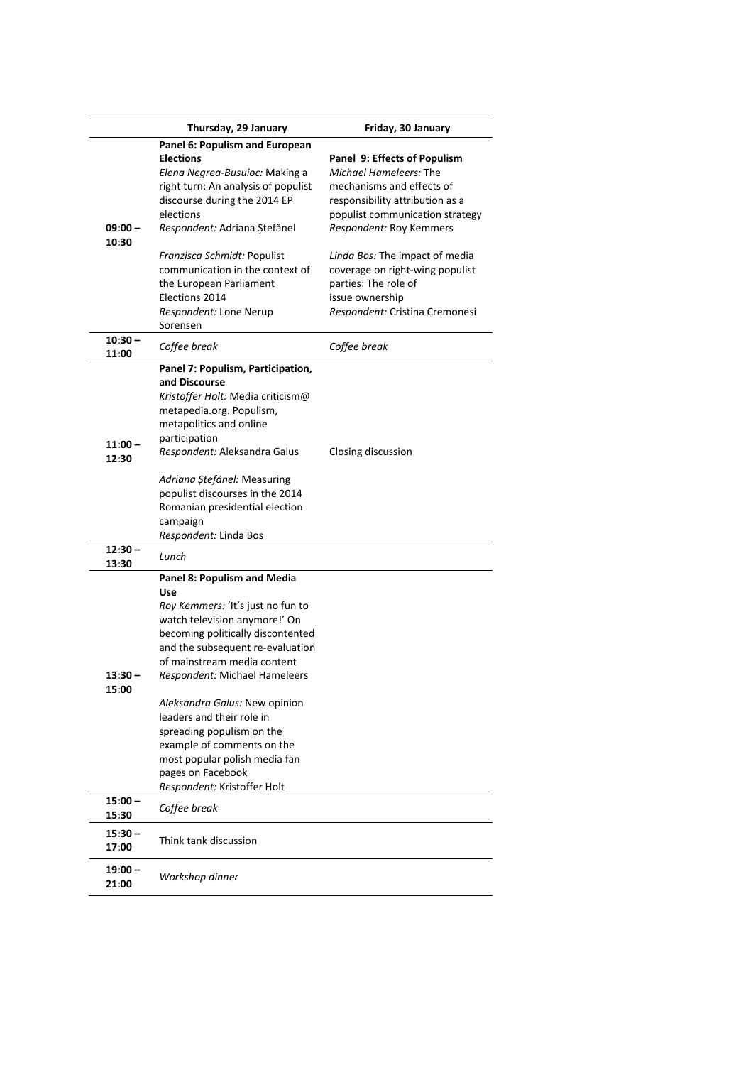| | Thursday, 29 January | Friday, 30 January |
|---|---|---|
| 09:00 – 10:30 | **Panel 6: Populism and European Elections**<br>*Elena Negrea-Busuioc:* Making a right turn: An analysis of populist discourse during the 2014 EP elections<br>*Respondent:* Adriana Ștefănel<br><br>*Franzisca Schmidt:* Populist communication in the context of the European Parliament Elections 2014<br>*Respondent:* Lone Nerup Sorensen | **Panel 9: Effects of Populism**<br>*Michael Hameleers:* The mechanisms and effects of responsibility attribution as a populist communication strategy<br>*Respondent:* Roy Kemmers<br><br>*Linda Bos:* The impact of media coverage on right-wing populist parties: The role of issue ownership<br>*Respondent:* Cristina Cremonesi |
| 10:30 – 11:00 | *Coffee break* | *Coffee break* |
| 11:00 – 12:30 | **Panel 7: Populism, Participation, and Discourse**<br>*Kristoffer Holt:* Media criticism@ metapedia.org. Populism, metapolitics and online participation<br>*Respondent:* Aleksandra Galus<br><br>*Adriana Ștefănel:* Measuring populist discourses in the 2014 Romanian presidential election campaign<br>*Respondent:* Linda Bos | Closing discussion |
| 12:30 – 13:30 | *Lunch* | |
| 13:30 – 15:00 | **Panel 8: Populism and Media Use**<br>*Roy Kemmers:* 'It's just no fun to watch television anymore!' On becoming politically discontented and the subsequent re-evaluation of mainstream media content<br>*Respondent:* Michael Hameleers<br><br>*Aleksandra Galus:* New opinion leaders and their role in spreading populism on the example of comments on the most popular polish media fan pages on Facebook<br>*Respondent:* Kristoffer Holt | |
| 15:00 – 15:30 | *Coffee break* | |
| 15:30 – 17:00 | Think tank discussion | |
| 19:00 – 21:00 | *Workshop dinner* | |